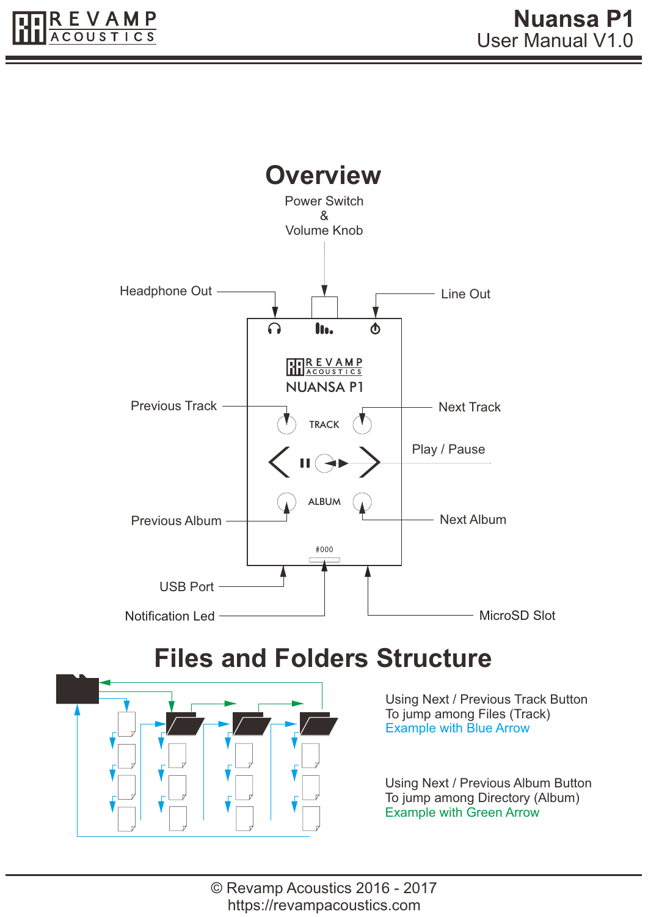# Nuansa P1

User Manual V1.0

## Overview

Power Switch
&
Volume Knob

Headphone Out

Line Out

NUANSA P1

Previous Track

TRACK

Next Track

Play / Pause

Previous Album

ALBUM

Next Album

#000

USB Port

Notification Led

MicroSD Slot

## Files and Folders Structure

Using Next / Previous Track Button
To jump among Files (Track)
Example with Blue Arrow

Using Next / Previous Album Button
To jump among Directory (Album)
Example with Green Arrow

© Revamp Acoustics 2016 - 2017
https://revampacoustics.com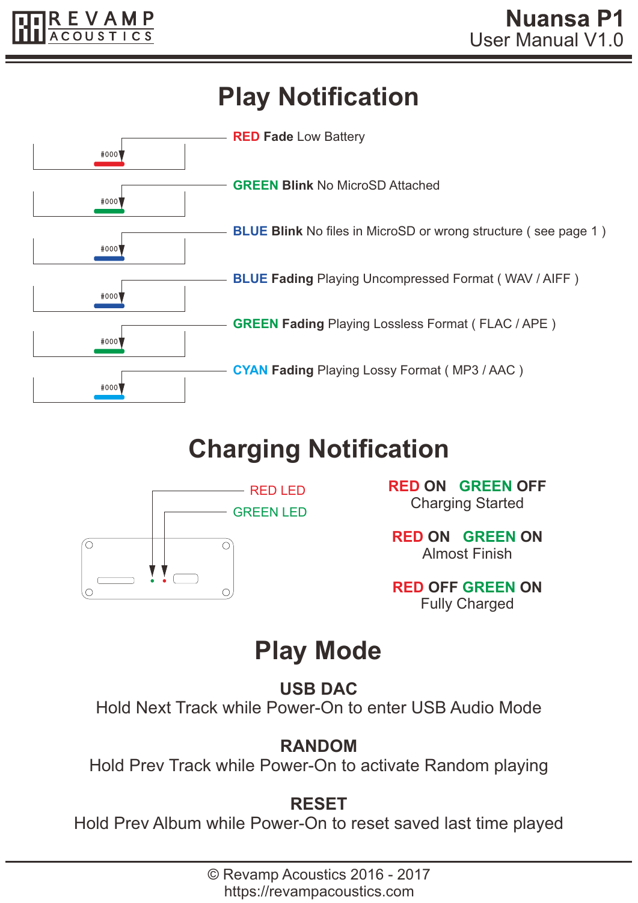# Play Notification

**RED Fade** Low Battery

**GREEN Blink** No MicroSD Attached

**BLUE Blink** No files in MicroSD or wrong structure ( see page 1 )

**BLUE Fading** Playing Uncompressed Format ( WAV / AIFF )

**GREEN Fading** Playing Lossless Format ( FLAC / APE )

**CYAN Fading** Playing Lossy Format ( MP3 / AAC )

# Charging Notification

RED LED

GREEN LED

**RED ON GREEN OFF**
Charging Started

**RED ON GREEN ON**
Almost Finish

**RED OFF GREEN ON**
Fully Charged

# Play Mode

**USB DAC**
Hold Next Track while Power-On to enter USB Audio Mode

**RANDOM**
Hold Prev Track while Power-On to activate Random playing

**RESET**
Hold Prev Album while Power-On to reset saved last time played

© Revamp Acoustics 2016 - 2017
https://revampacoustics.com